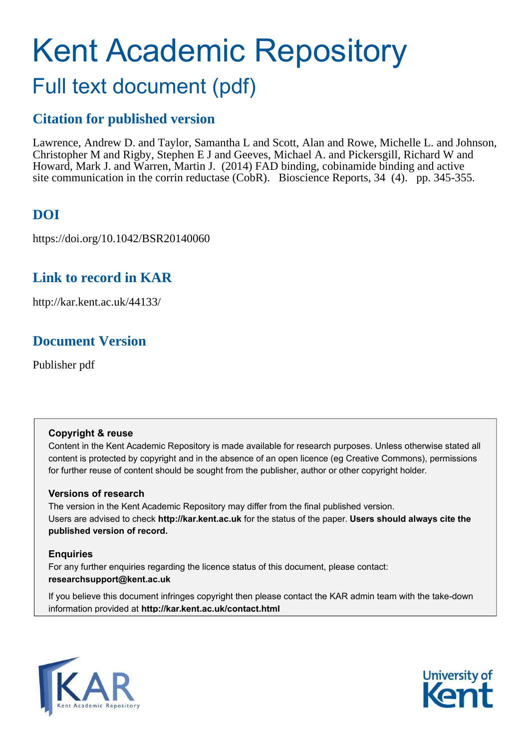# Kent Academic Repository

## Full text document (pdf)

### Citation for published version

Lawrence, Andrew D. and Taylor, Samantha L and Scott, Alan and Rowe, Michelle L. and Johnson, Christopher M and Rigby, Stephen E J and Geeves, Michael A. and Pickersgill, Richard W and Howard, Mark J. and Warren, Martin J. (2014) FAD binding, cobinamide binding and active site communication in the corrin reductase (CobR). Bioscience Reports, 34 (4). pp. 345-355.

### DOI

https://doi.org/10.1042/BSR20140060

### Link to record in KAR

http://kar.kent.ac.uk/44133/

### Document Version

Publisher pdf

**Copyright & reuse**

Content in the Kent Academic Repository is made available for research purposes. Unless otherwise stated all content is protected by copyright and in the absence of an open licence (eg Creative Commons), permissions for further reuse of content should be sought from the publisher, author or other copyright holder.

**Versions of research**

The version in the Kent Academic Repository may differ from the final published version. Users are advised to check **http://kar.kent.ac.uk** for the status of the paper. **Users should always cite the published version of record.**

**Enquiries**

For any further enquiries regarding the licence status of this document, please contact: **researchsupport@kent.ac.uk**

If you believe this document infringes copyright then please contact the KAR admin team with the take-down information provided at **http://kar.kent.ac.uk/contact.html**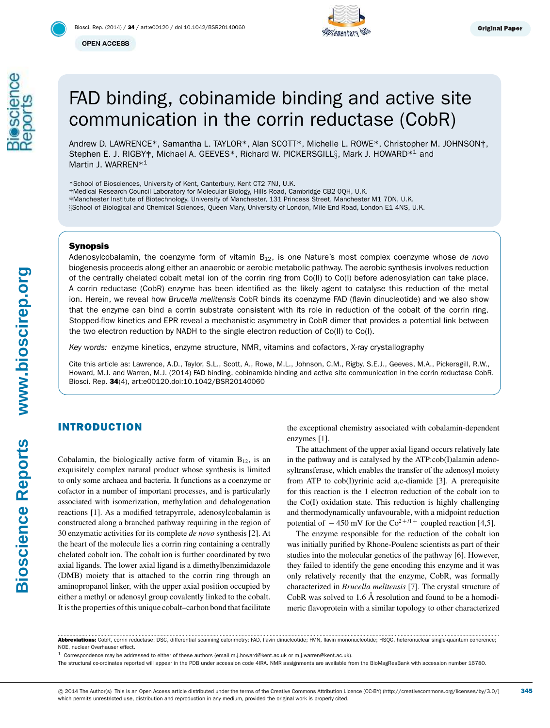# FAD binding, cobinamide binding and active site communication in the corrin reductase (CobR)

Andrew D. LAWRENCE*, Samantha L. TAYLOR*, Alan SCOTT*, Michelle L. ROWE*, Christopher M. JOHNSON†, Stephen E. J. RIGBY‡, Michael A. GEEVES*, Richard W. PICKERSGILL§, Mark J. HOWARD*[1] and Martin J. WARREN*[1]

*School of Biosciences, University of Kent, Canterbury, Kent CT2 7NJ, U.K.
†Medical Research Council Laboratory for Molecular Biology, Hills Road, Cambridge CB2 0QH, U.K.
‡Manchester Institute of Biotechnology, University of Manchester, 131 Princess Street, Manchester M1 7DN, U.K.
§School of Biological and Chemical Sciences, Queen Mary, University of London, Mile End Road, London E1 4NS, U.K.

### Synopsis

Adenosylcobalamin, the coenzyme form of vitamin $B_{12}$, is one Nature's most complex coenzyme whose *de novo* biogenesis proceeds along either an anaerobic or aerobic metabolic pathway. The aerobic synthesis involves reduction of the centrally chelated cobalt metal ion of the corrin ring from Co(II) to Co(I) before adenosylation can take place. A corrin reductase (CobR) enzyme has been identified as the likely agent to catalyse this reduction of the metal ion. Herein, we reveal how *Brucella melitensis* CobR binds its coenzyme FAD (flavin dinucleotide) and we also show that the enzyme can bind a corrin substrate consistent with its role in reduction of the cobalt of the corrin ring. Stopped-flow kinetics and EPR reveal a mechanistic asymmetry in CobR dimer that provides a potential link between the two electron reduction by NADH to the single electron reduction of Co(II) to Co(I).

*Key words:* enzyme kinetics, enzyme structure, NMR, vitamins and cofactors, X-ray crystallography

Cite this article as: Lawrence, A.D., Taylor, S.L., Scott, A., Rowe, M.L., Johnson, C.M., Rigby, S.E.J., Geeves, M.A., Pickersgill, R.W., Howard, M.J. and Warren, M.J. (2014) FAD binding, cobinamide binding and active site communication in the corrin reductase CobR. Biosci. Rep. **34**(4), art:e00120.doi:10.1042/BSR20140060

## INTRODUCTION

Cobalamin, the biologically active form of vitamin $B_{12}$, is an exquisitely complex natural product whose synthesis is limited to only some archaea and bacteria. It functions as a coenzyme or cofactor in a number of important processes, and is particularly associated with isomerization, methylation and dehalogenation reactions [1]. As a modified tetrapyrrole, adenosylcobalamin is constructed along a branched pathway requiring in the region of 30 enzymatic activities for its complete *de novo* synthesis [2]. At the heart of the molecule lies a corrin ring containing a centrally chelated cobalt ion. The cobalt ion is further coordinated by two axial ligands. The lower axial ligand is a dimethylbenzimidazole (DMB) moiety that is attached to the corrin ring through an aminopropanol linker, with the upper axial position occupied by either a methyl or adenosyl group covalently linked to the cobalt. It is the properties of this unique cobalt–carbon bond that facilitate the exceptional chemistry associated with cobalamin-dependent enzymes [1].

The attachment of the upper axial ligand occurs relatively late in the pathway and is catalysed by the ATP:cob(I)alamin adenosyltransferase, which enables the transfer of the adenosyl moiety from ATP to cob(I)yrinic acid a,c-diamide [3]. A prerequisite for this reaction is the 1 electron reduction of the cobalt ion to the Co(I) oxidation state. This reduction is highly challenging and thermodynamically unfavourable, with a midpoint reduction potential of $-450$ mV for the $Co^{2+/1+}$ coupled reaction [4,5].

The enzyme responsible for the reduction of the cobalt ion was initially purified by Rhone-Poulenc scientists as part of their studies into the molecular genetics of the pathway [6]. However, they failed to identify the gene encoding this enzyme and it was only relatively recently that the enzyme, CobR, was formally characterized in *Brucella melitensis* [7]. The crystal structure of CobR was solved to 1.6 Å resolution and found to be a homodimeric flavoprotein with a similar topology to other characterized

---

**Abbreviations:** CobR, corrin reductase; DSC, differential scanning calorimetry; FAD, flavin dinucleotide; FMN, flavin mononucleotide; HSQC, heteronuclear single-quantum coherence; NOE, nuclear Overhauser effect.

[1] Correspondence may be addressed to either of these authors (email m.j.howard@kent.ac.uk or m.j.warren@kent.ac.uk).

The structural co-ordinates reported will appear in the PDB under accession code 4IRA. NMR assignments are available from the BioMagResBank with accession number 16780.

© 2014 The Author(s) This is an Open Access article distributed under the terms of the Creative Commons Attribution Licence (CC-BY) (http://creativecommons.org/licenses/by/3.0/) which permits unrestricted use, distribution and reproduction in any medium, provided the original work is properly cited.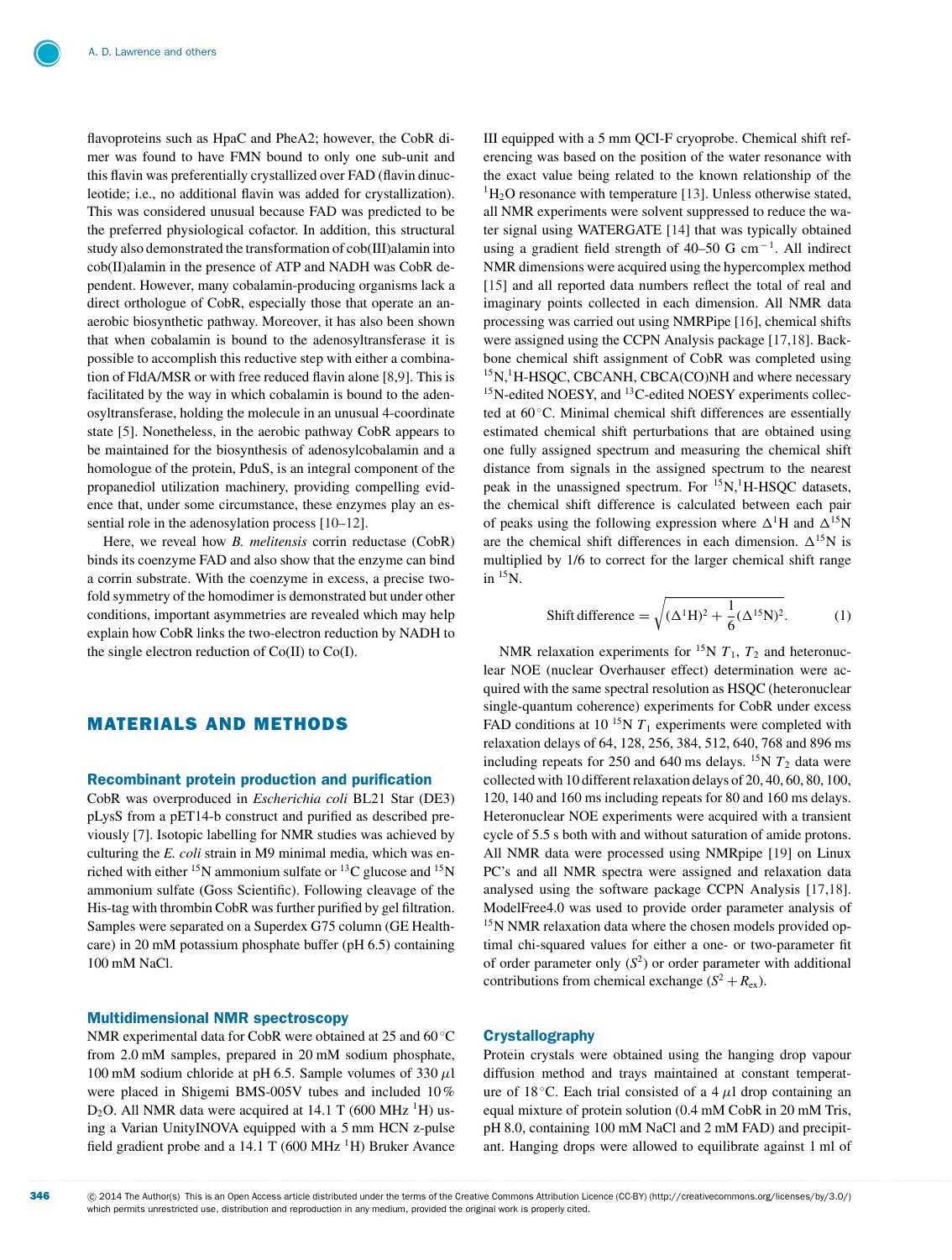flavoproteins such as HpaC and PheA2; however, the CobR dimer was found to have FMN bound to only one sub-unit and this flavin was preferentially crystallized over FAD (flavin dinucleotide; i.e., no additional flavin was added for crystallization). This was considered unusual because FAD was predicted to be the preferred physiological cofactor. In addition, this structural study also demonstrated the transformation of cob(III)alamin into cob(II)alamin in the presence of ATP and NADH was CobR dependent. However, many cobalamin-producing organisms lack a direct orthologue of CobR, especially those that operate an anaerobic biosynthetic pathway. Moreover, it has also been shown that when cobalamin is bound to the adenosyltransferase it is possible to accomplish this reductive step with either a combination of FldA/MSR or with free reduced flavin alone [8,9]. This is facilitated by the way in which cobalamin is bound to the adenosyltransferase, holding the molecule in an unusual 4-coordinate state [5]. Nonetheless, in the aerobic pathway CobR appears to be maintained for the biosynthesis of adenosylcobalamin and a homologue of the protein, PduS, is an integral component of the propanediol utilization machinery, providing compelling evidence that, under some circumstance, these enzymes play an essential role in the adenosylation process [10–12].

Here, we reveal how *B. melitensis* corrin reductase (CobR) binds its coenzyme FAD and also show that the enzyme can bind a corrin substrate. With the coenzyme in excess, a precise two-fold symmetry of the homodimer is demonstrated but under other conditions, important asymmetries are revealed which may help explain how CobR links the two-electron reduction by NADH to the single electron reduction of Co(II) to Co(I).

## MATERIALS AND METHODS

### Recombinant protein production and purification

CobR was overproduced in *Escherichia coli* BL21 Star (DE3) pLysS from a pET14-b construct and purified as described previously [7]. Isotopic labelling for NMR studies was achieved by culturing the *E. coli* strain in M9 minimal media, which was enriched with either $^{15}$N ammonium sulfate or $^{13}$C glucose and $^{15}$N ammonium sulfate (Goss Scientific). Following cleavage of the His-tag with thrombin CobR was further purified by gel filtration. Samples were separated on a Superdex G75 column (GE Healthcare) in 20 mM potassium phosphate buffer (pH 6.5) containing 100 mM NaCl.

### Multidimensional NMR spectroscopy

NMR experimental data for CobR were obtained at 25 and 60 °C from 2.0 mM samples, prepared in 20 mM sodium phosphate, 100 mM sodium chloride at pH 6.5. Sample volumes of 330 μl were placed in Shigemi BMS-005V tubes and included 10 % $D_2O$. All NMR data were acquired at 14.1 T (600 MHz $^1$H) using a Varian UnityINOVA equipped with a 5 mm HCN z-pulse field gradient probe and a 14.1 T (600 MHz $^1$H) Bruker Avance III equipped with a 5 mm QCI-F cryoprobe. Chemical shift referencing was based on the position of the water resonance with the exact value being related to the known relationship of the $^1H_2O$ resonance with temperature [13]. Unless otherwise stated, all NMR experiments were solvent suppressed to reduce the water signal using WATERGATE [14] that was typically obtained using a gradient field strength of 40–50 G cm$^{-1}$. All indirect NMR dimensions were acquired using the hypercomplex method [15] and all reported data numbers reflect the total of real and imaginary points collected in each dimension. All NMR data processing was carried out using NMRPipe [16], chemical shifts were assigned using the CCPN Analysis package [17,18]. Backbone chemical shift assignment of CobR was completed using $^{15}$N,$^1$H-HSQC, CBCANH, CBCA(CO)NH and where necessary $^{15}$N-edited NOESY, and $^{13}$C-edited NOESY experiments collected at 60 °C. Minimal chemical shift differences are essentially estimated chemical shift perturbations that are obtained using one fully assigned spectrum and measuring the chemical shift distance from signals in the assigned spectrum to the nearest peak in the unassigned spectrum. For $^{15}$N,$^1$H-HSQC datasets, the chemical shift difference is calculated between each pair of peaks using the following expression where $\Delta^1$H and $\Delta^{15}$N are the chemical shift differences in each dimension. $\Delta^{15}$N is multiplied by 1/6 to correct for the larger chemical shift range in $^{15}$N.

$$\text{Shift difference} = \sqrt{(\Delta^1\text{H})^2 + \frac{1}{6}(\Delta^{15}\text{N})^2}. \tag{1}$$

NMR relaxation experiments for $^{15}$N $T_1$, $T_2$ and heteronuclear NOE (nuclear Overhauser effect) determination were acquired with the same spectral resolution as HSQC (heteronuclear single-quantum coherence) experiments for CobR under excess FAD conditions at 10 $^{15}$N $T_1$ experiments were completed with relaxation delays of 64, 128, 256, 384, 512, 640, 768 and 896 ms including repeats for 250 and 640 ms delays. $^{15}$N $T_2$ data were collected with 10 different relaxation delays of 20, 40, 60, 80, 100, 120, 140 and 160 ms including repeats for 80 and 160 ms delays. Heteronuclear NOE experiments were acquired with a transient cycle of 5.5 s both with and without saturation of amide protons. All NMR data were processed using NMRpipe [19] on Linux PC's and all NMR spectra were assigned and relaxation data analysed using the software package CCPN Analysis [17,18]. ModelFree4.0 was used to provide order parameter analysis of $^{15}$N NMR relaxation data where the chosen models provided optimal chi-squared values for either a one- or two-parameter fit of order parameter only ($S^2$) or order parameter with additional contributions from chemical exchange ($S^2 + R_{ex}$).

### Crystallography

Protein crystals were obtained using the hanging drop vapour diffusion method and trays maintained at constant temperature of 18 °C. Each trial consisted of a 4 μl drop containing an equal mixture of protein solution (0.4 mM CobR in 20 mM Tris, pH 8.0, containing 100 mM NaCl and 2 mM FAD) and precipitant. Hanging drops were allowed to equilibrate against 1 ml of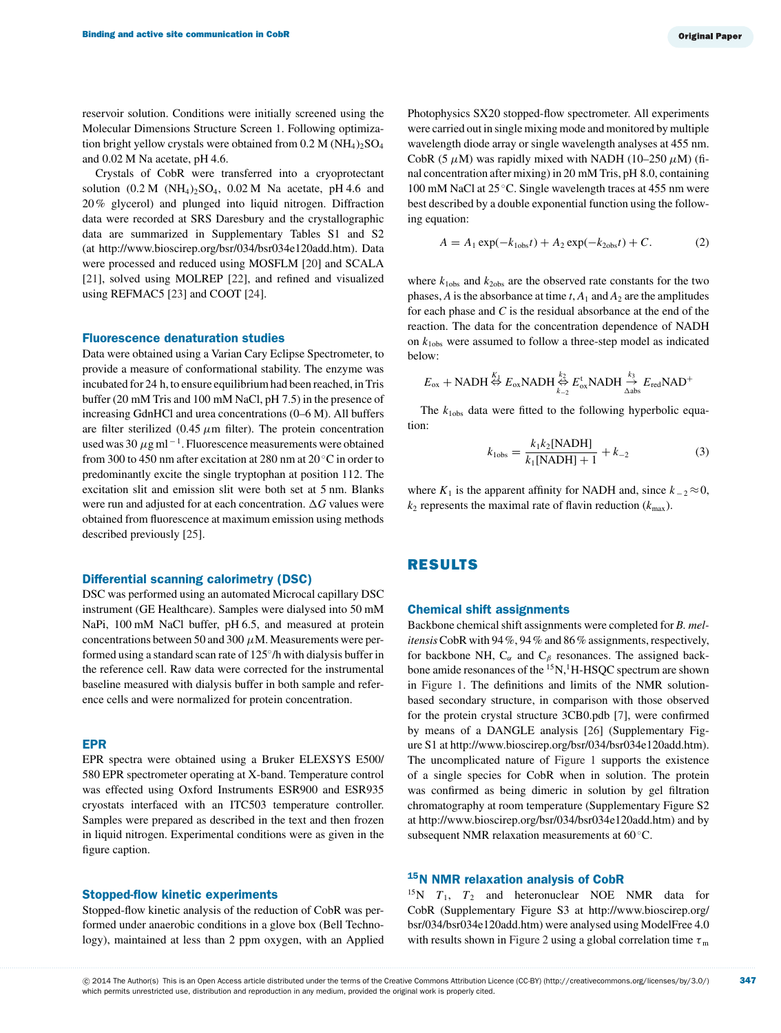reservoir solution. Conditions were initially screened using the Molecular Dimensions Structure Screen 1. Following optimization bright yellow crystals were obtained from 0.2 M $(NH_4)_2SO_4$ and 0.02 M Na acetate, pH 4.6.

Crystals of CobR were transferred into a cryoprotectant solution (0.2 M $(NH_4)_2SO_4$, 0.02 M Na acetate, pH 4.6 and 20% glycerol) and plunged into liquid nitrogen. Diffraction data were recorded at SRS Daresbury and the crystallographic data are summarized in Supplementary Tables S1 and S2 (at http://www.bioscirep.org/bsr/034/bsr034e120add.htm). Data were processed and reduced using MOSFLM [20] and SCALA [21], solved using MOLREP [22], and refined and visualized using REFMAC5 [23] and COOT [24].

### Fluorescence denaturation studies

Data were obtained using a Varian Cary Eclipse Spectrometer, to provide a measure of conformational stability. The enzyme was incubated for 24 h, to ensure equilibrium had been reached, in Tris buffer (20 mM Tris and 100 mM NaCl, pH 7.5) in the presence of increasing GdnHCl and urea concentrations (0–6 M). All buffers were filter sterilized (0.45 $\mu$m filter). The protein concentration used was 30 $\mu g\,ml^{-1}$. Fluorescence measurements were obtained from 300 to 450 nm after excitation at 280 nm at 20°C in order to predominantly excite the single tryptophan at position 112. The excitation slit and emission slit were both set at 5 nm. Blanks were run and adjusted for at each concentration. $\Delta G$ values were obtained from fluorescence at maximum emission using methods described previously [25].

### Differential scanning calorimetry (DSC)

DSC was performed using an automated Microcal capillary DSC instrument (GE Healthcare). Samples were dialysed into 50 mM NaPi, 100 mM NaCl buffer, pH 6.5, and measured at protein concentrations between 50 and 300 $\mu$M. Measurements were performed using a standard scan rate of 125°/h with dialysis buffer in the reference cell. Raw data were corrected for the instrumental baseline measured with dialysis buffer in both sample and reference cells and were normalized for protein concentration.

### EPR

EPR spectra were obtained using a Bruker ELEXSYS E500/580 EPR spectrometer operating at X-band. Temperature control was effected using Oxford Instruments ESR900 and ESR935 cryostats interfaced with an ITC503 temperature controller. Samples were prepared as described in the text and then frozen in liquid nitrogen. Experimental conditions were as given in the figure caption.

### Stopped-flow kinetic experiments

Stopped-flow kinetic analysis of the reduction of CobR was performed under anaerobic conditions in a glove box (Bell Technology), maintained at less than 2 ppm oxygen, with an Applied Photophysics SX20 stopped-flow spectrometer. All experiments were carried out in single mixing mode and monitored by multiple wavelength diode array or single wavelength analyses at 455 nm. CobR (5 $\mu$M) was rapidly mixed with NADH (10–250 $\mu$M) (final concentration after mixing) in 20 mM Tris, pH 8.0, containing 100 mM NaCl at 25°C. Single wavelength traces at 455 nm were best described by a double exponential function using the following equation:

$$A = A_1 \exp(-k_{1obs}t) + A_2 \exp(-k_{2obs}t) + C. \qquad (2)$$

where $k_{1obs}$ and $k_{2obs}$ are the observed rate constants for the two phases, $A$ is the absorbance at time $t$, $A_1$ and $A_2$ are the amplitudes for each phase and $C$ is the residual absorbance at the end of the reaction. The data for the concentration dependence of NADH on $k_{1obs}$ were assumed to follow a three-step model as indicated below:

$$E_{ox} + \text{NADH} \overset{K_1}{\Leftrightarrow} E_{ox}\text{NADH} \underset{k_{-2}}{\overset{k_2}{\Leftrightarrow}} E^{t}_{ox}\text{NADH} \underset{\Delta abs}{\overset{k_3}{\rightarrow}} E_{red}\text{NAD}^{+}$$

The $k_{1obs}$ data were fitted to the following hyperbolic equation:

$$k_{1obs} = \frac{k_1 k_2[\text{NADH}]}{k_1[\text{NADH}] + 1} + k_{-2} \qquad (3)$$

where $K_1$ is the apparent affinity for NADH and, since $k_{-2} \approx 0$, $k_2$ represents the maximal rate of flavin reduction ($k_{max}$).

## RESULTS

### Chemical shift assignments

Backbone chemical shift assignments were completed for *B. melitensis* CobR with 94%, 94% and 86% assignments, respectively, for backbone NH, $C_\alpha$ and $C_\beta$ resonances. The assigned backbone amide resonances of the $^{15}N,^{1}H$-HSQC spectrum are shown in Figure 1. The definitions and limits of the NMR solution-based secondary structure, in comparison with those observed for the protein crystal structure 3CB0.pdb [7], were confirmed by means of a DANGLE analysis [26] (Supplementary Figure S1 at http://www.bioscirep.org/bsr/034/bsr034e120add.htm). The uncomplicated nature of Figure 1 supports the existence of a single species for CobR when in solution. The protein was confirmed as being dimeric in solution by gel filtration chromatography at room temperature (Supplementary Figure S2 at http://www.bioscirep.org/bsr/034/bsr034e120add.htm) and by subsequent NMR relaxation measurements at 60°C.

### $^{15}$N NMR relaxation analysis of CobR

$^{15}N$ $T_1$, $T_2$ and heteronuclear NOE NMR data for CobR (Supplementary Figure S3 at http://www.bioscirep.org/bsr/034/bsr034e120add.htm) were analysed using ModelFree 4.0 with results shown in Figure 2 using a global correlation time $\tau_m$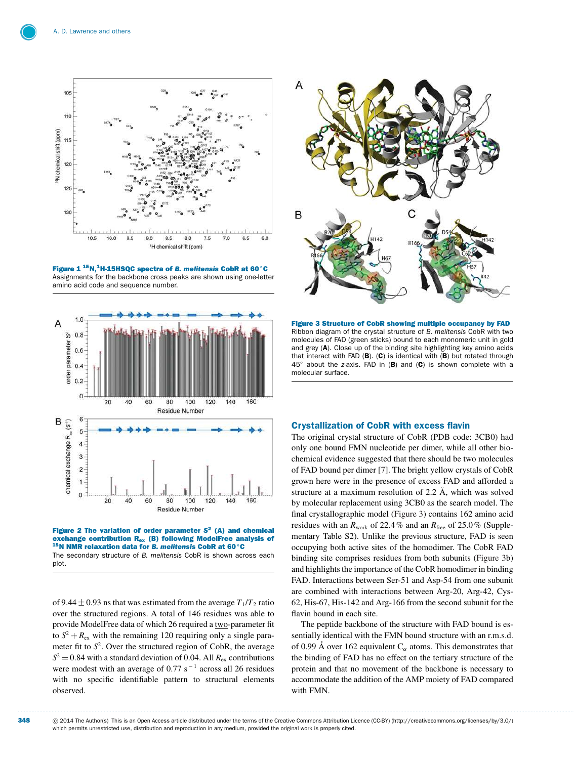**Figure 1 $^{15}N$,$^{1}H$-15HSQC spectra of *B. melitensis* CobR at 60°C**
Assignments for the backbone cross peaks are shown using one-letter amino acid code and sequence number.

**Figure 2 The variation of order parameter $S^2$ (A) and chemical exchange contribution $R_{ex}$ (B) following ModelFree analysis of $^{15}N$ NMR relaxation data for *B. melitensis* CobR at 60°C**
The secondary structure of *B. melitensis* CobR is shown across each plot.

of $9.44 \pm 0.93$ ns that was estimated from the average $T_1/T_2$ ratio over the structured regions. A total of 146 residues was able to provide ModelFree data of which 26 required a two-parameter fit to $S^2 + R_{ex}$ with the remaining 120 requiring only a single parameter fit to $S^2$. Over the structured region of CobR, the average $S^2 = 0.84$ with a standard deviation of 0.04. All $R_{ex}$ contributions were modest with an average of 0.77 $s^{-1}$ across all 26 residues with no specific identifiable pattern to structural elements observed.

**Figure 3 Structure of CobR showing multiple occupancy by FAD**
Ribbon diagram of the crystal structure of *B. melitensis* CobR with two molecules of FAD (green sticks) bound to each monomeric unit in gold and grey (**A**). Close up of the binding site highlighting key amino acids that interact with FAD (**B**). (**C**) is identical with (**B**) but rotated through 45° about the *z*-axis. FAD in (**B**) and (**C**) is shown complete with a molecular surface.

## Crystallization of CobR with excess flavin

The original crystal structure of CobR (PDB code: 3CB0) had only one bound FMN nucleotide per dimer, while all other biochemical evidence suggested that there should be two molecules of FAD bound per dimer [7]. The bright yellow crystals of CobR grown here were in the presence of excess FAD and afforded a structure at a maximum resolution of 2.2 Å, which was solved by molecular replacement using 3CB0 as the search model. The final crystallographic model (Figure 3) contains 162 amino acid residues with an $R_{work}$ of 22.4% and an $R_{free}$ of 25.0% (Supplementary Table S2). Unlike the previous structure, FAD is seen occupying both active sites of the homodimer. The CobR FAD binding site comprises residues from both subunits (Figure 3b) and highlights the importance of the CobR homodimer in binding FAD. Interactions between Ser-51 and Asp-54 from one subunit are combined with interactions between Arg-20, Arg-42, Cys-62, His-67, His-142 and Arg-166 from the second subunit for the flavin bound in each site.

The peptide backbone of the structure with FAD bound is essentially identical with the FMN bound structure with an r.m.s.d. of 0.99 Å over 162 equivalent $C_\alpha$ atoms. This demonstrates that the binding of FAD has no effect on the tertiary structure of the protein and that no movement of the backbone is necessary to accommodate the addition of the AMP moiety of FAD compared with FMN.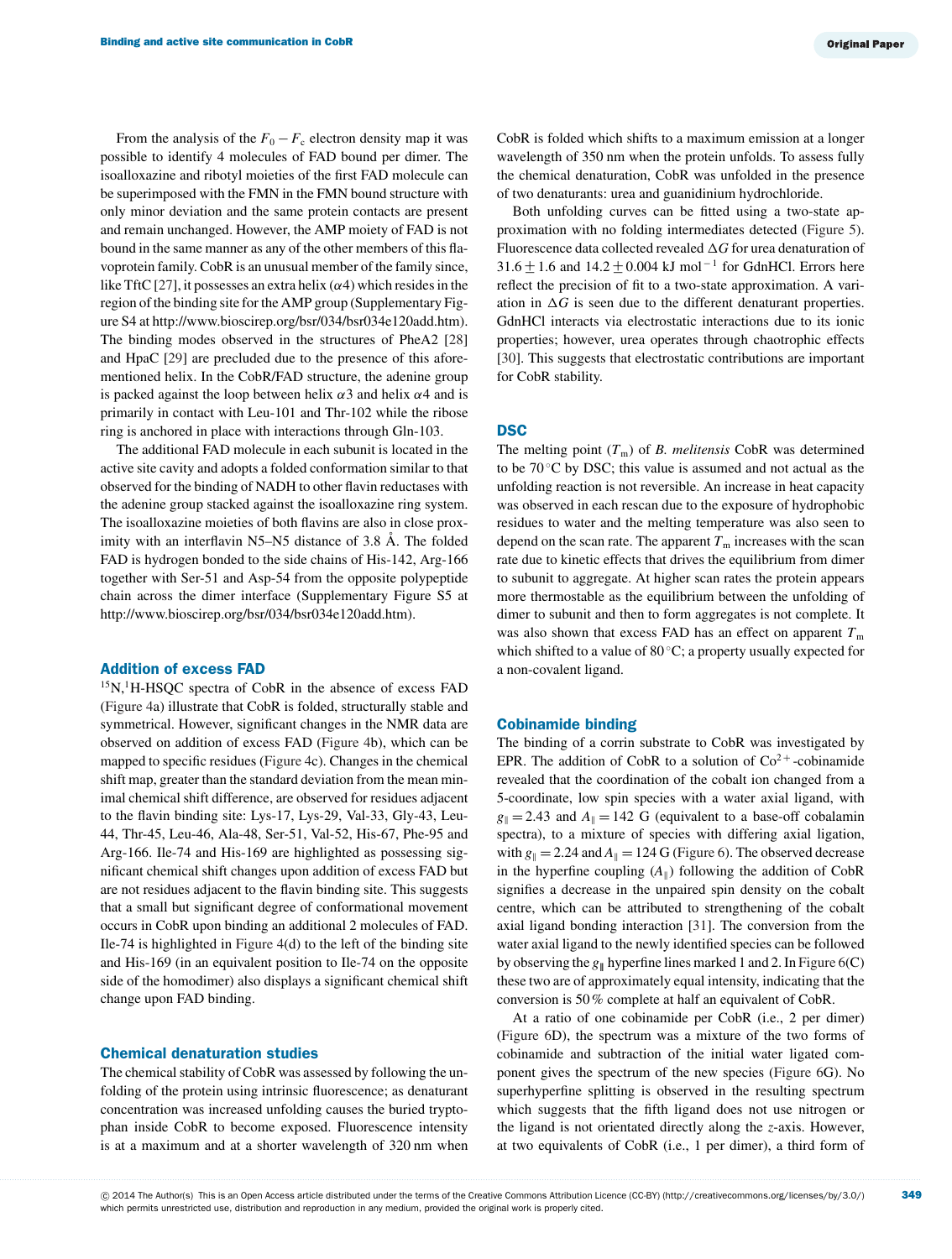From the analysis of the $F_0 - F_c$ electron density map it was possible to identify 4 molecules of FAD bound per dimer. The isoalloxazine and ribotyl moieties of the first FAD molecule can be superimposed with the FMN in the FMN bound structure with only minor deviation and the same protein contacts are present and remain unchanged. However, the AMP moiety of FAD is not bound in the same manner as any of the other members of this flavoprotein family. CobR is an unusual member of the family since, like TftC [27], it possesses an extra helix ($\alpha$4) which resides in the region of the binding site for the AMP group (Supplementary Figure S4 at http://www.bioscirep.org/bsr/034/bsr034e120add.htm). The binding modes observed in the structures of PheA2 [28] and HpaC [29] are precluded due to the presence of this aforementioned helix. In the CobR/FAD structure, the adenine group is packed against the loop between helix $\alpha$3 and helix $\alpha$4 and is primarily in contact with Leu-101 and Thr-102 while the ribose ring is anchored in place with interactions through Gln-103.

The additional FAD molecule in each subunit is located in the active site cavity and adopts a folded conformation similar to that observed for the binding of NADH to other flavin reductases with the adenine group stacked against the isoalloxazine ring system. The isoalloxazine moieties of both flavins are also in close proximity with an interflavin N5–N5 distance of 3.8 Å. The folded FAD is hydrogen bonded to the side chains of His-142, Arg-166 together with Ser-51 and Asp-54 from the opposite polypeptide chain across the dimer interface (Supplementary Figure S5 at http://www.bioscirep.org/bsr/034/bsr034e120add.htm).

## Addition of excess FAD

$^{15}$N,$^{1}$H-HSQC spectra of CobR in the absence of excess FAD (Figure 4a) illustrate that CobR is folded, structurally stable and symmetrical. However, significant changes in the NMR data are observed on addition of excess FAD (Figure 4b), which can be mapped to specific residues (Figure 4c). Changes in the chemical shift map, greater than the standard deviation from the mean minimal chemical shift difference, are observed for residues adjacent to the flavin binding site: Lys-17, Lys-29, Val-33, Gly-43, Leu-44, Thr-45, Leu-46, Ala-48, Ser-51, Val-52, His-67, Phe-95 and Arg-166. Ile-74 and His-169 are highlighted as possessing significant chemical shift changes upon addition of excess FAD but are not residues adjacent to the flavin binding site. This suggests that a small but significant degree of conformational movement occurs in CobR upon binding an additional 2 molecules of FAD. Ile-74 is highlighted in Figure 4(d) to the left of the binding site and His-169 (in an equivalent position to Ile-74 on the opposite side of the homodimer) also displays a significant chemical shift change upon FAD binding.

## Chemical denaturation studies

The chemical stability of CobR was assessed by following the unfolding of the protein using intrinsic fluorescence; as denaturant concentration was increased unfolding causes the buried tryptophan inside CobR to become exposed. Fluorescence intensity is at a maximum and at a shorter wavelength of 320 nm when CobR is folded which shifts to a maximum emission at a longer wavelength of 350 nm when the protein unfolds. To assess fully the chemical denaturation, CobR was unfolded in the presence of two denaturants: urea and guanidinium hydrochloride.

Both unfolding curves can be fitted using a two-state approximation with no folding intermediates detected (Figure 5). Fluorescence data collected revealed $\Delta G$ for urea denaturation of $31.6 \pm 1.6$ and $14.2 \pm 0.004$ kJ mol$^{-1}$ for GdnHCl. Errors here reflect the precision of fit to a two-state approximation. A variation in $\Delta G$ is seen due to the different denaturant properties. GdnHCl interacts via electrostatic interactions due to its ionic properties; however, urea operates through chaotropic effects [30]. This suggests that electrostatic contributions are important for CobR stability.

## DSC

The melting point ($T_m$) of *B. melitensis* CobR was determined to be 70 °C by DSC; this value is assumed and not actual as the unfolding reaction is not reversible. An increase in heat capacity was observed in each rescan due to the exposure of hydrophobic residues to water and the melting temperature was also seen to depend on the scan rate. The apparent $T_m$ increases with the scan rate due to kinetic effects that drives the equilibrium from dimer to subunit to aggregate. At higher scan rates the protein appears more thermostable as the equilibrium between the unfolding of dimer to subunit and then to form aggregates is not complete. It was also shown that excess FAD has an effect on apparent $T_m$ which shifted to a value of 80 °C; a property usually expected for a non-covalent ligand.

## Cobinamide binding

The binding of a corrin substrate to CobR was investigated by EPR. The addition of CobR to a solution of $Co^{2+}$-cobinamide revealed that the coordination of the cobalt ion changed from a 5-coordinate, low spin species with a water axial ligand, with $g_{\parallel} = 2.43$ and $A_{\parallel} = 142$ G (equivalent to a base-off cobalamin spectra), to a mixture of species with differing axial ligation, with $g_{\parallel} = 2.24$ and $A_{\parallel} = 124$ G (Figure 6). The observed decrease in the hyperfine coupling ($A_{\parallel}$) following the addition of CobR signifies a decrease in the unpaired spin density on the cobalt centre, which can be attributed to strengthening of the cobalt axial ligand bonding interaction [31]. The conversion from the water axial ligand to the newly identified species can be followed by observing the $g_{\parallel}$ hyperfine lines marked 1 and 2. In Figure 6(C) these two are of approximately equal intensity, indicating that the conversion is 50 % complete at half an equivalent of CobR.

At a ratio of one cobinamide per CobR (i.e., 2 per dimer) (Figure 6D), the spectrum was a mixture of the two forms of cobinamide and subtraction of the initial water ligated component gives the spectrum of the new species (Figure 6G). No superhyperfine splitting is observed in the resulting spectrum which suggests that the fifth ligand does not use nitrogen or the ligand is not orientated directly along the *z*-axis. However, at two equivalents of CobR (i.e., 1 per dimer), a third form of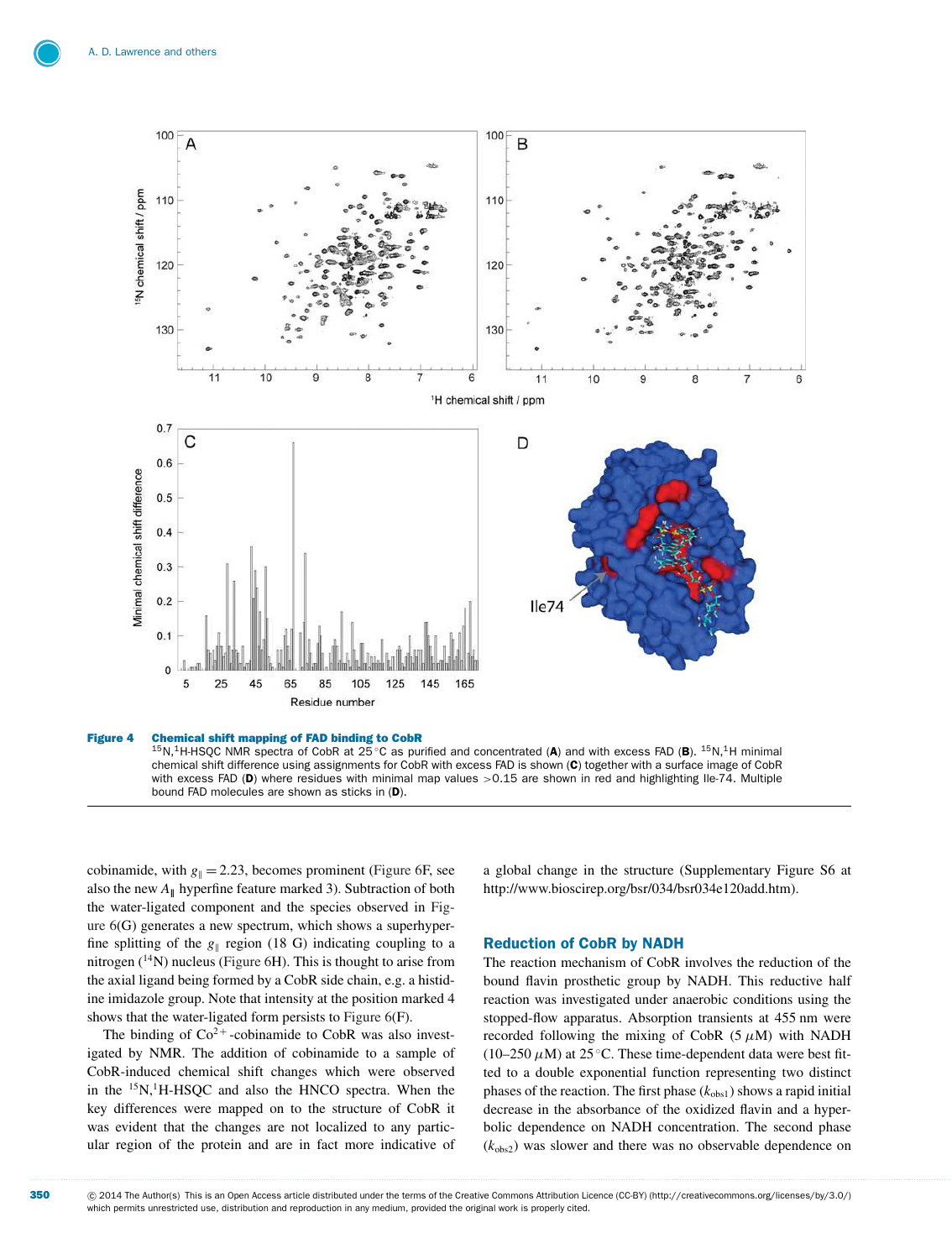**Figure 4 Chemical shift mapping of FAD binding to CobR**

$^{15}N$,$^{1}H$-HSQC NMR spectra of CobR at 25 °C as purified and concentrated (**A**) and with excess FAD (**B**). $^{15}N$,$^{1}H$ minimal chemical shift difference using assignments for CobR with excess FAD is shown (**C**) together with a surface image of CobR with excess FAD (**D**) where residues with minimal map values >0.15 are shown in red and highlighting Ile-74. Multiple bound FAD molecules are shown as sticks in (**D**).

cobinamide, with $g_{\parallel} = 2.23$, becomes prominent (Figure 6F, see also the new $A_{\parallel}$ hyperfine feature marked 3). Subtraction of both the water-ligated component and the species observed in Figure 6(G) generates a new spectrum, which shows a superhyperfine splitting of the $g_{\parallel}$ region (18 G) indicating coupling to a nitrogen ($^{14}N$) nucleus (Figure 6H). This is thought to arise from the axial ligand being formed by a CobR side chain, e.g. a histidine imidazole group. Note that intensity at the position marked 4 shows that the water-ligated form persists to Figure 6(F).

The binding of $Co^{2+}$-cobinamide to CobR was also investigated by NMR. The addition of cobinamide to a sample of CobR-induced chemical shift changes which were observed in the $^{15}N$,$^{1}H$-HSQC and also the HNCO spectra. When the key differences were mapped on to the structure of CobR it was evident that the changes are not localized to any particular region of the protein and are in fact more indicative of a global change in the structure (Supplementary Figure S6 at http://www.bioscirep.org/bsr/034/bsr034e120add.htm).

## Reduction of CobR by NADH

The reaction mechanism of CobR involves the reduction of the bound flavin prosthetic group by NADH. This reductive half reaction was investigated under anaerobic conditions using the stopped-flow apparatus. Absorption transients at 455 nm were recorded following the mixing of CobR (5 $\mu$M) with NADH (10–250 $\mu$M) at 25 °C. These time-dependent data were best fitted to a double exponential function representing two distinct phases of the reaction. The first phase ($k_{obs1}$) shows a rapid initial decrease in the absorbance of the oxidized flavin and a hyperbolic dependence on NADH concentration. The second phase ($k_{obs2}$) was slower and there was no observable dependence on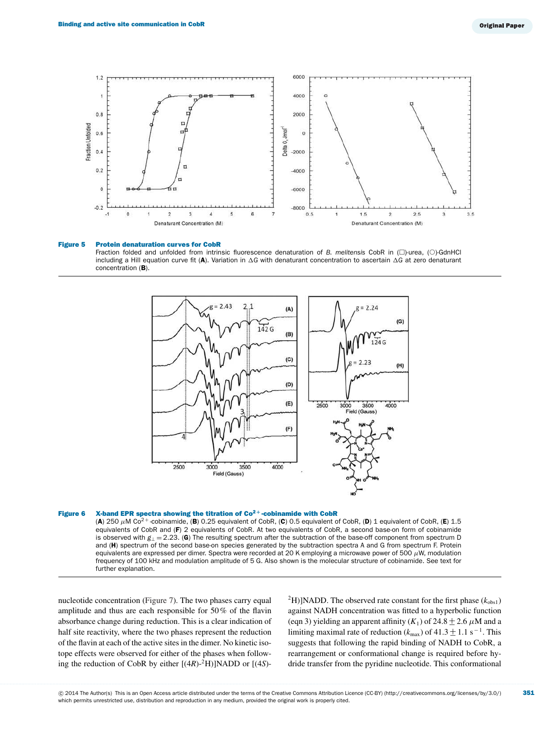**Figure 5 Protein denaturation curves for CobR**

Fraction folded and unfolded from intrinsic fluorescence denaturation of *B. melitensis* CobR in (□)-urea, (○)-GdnHCl including a Hill equation curve fit (**A**). Variation in ΔG with denaturant concentration to ascertain ΔG at zero denaturant concentration (**B**).

**Figure 6 X-band EPR spectra showing the titration of $Co^{2+}$-cobinamide with CobR**

(**A**) 250 μM $Co^{2+}$-cobinamide, (**B**) 0.25 equivalent of CobR, (**C**) 0.5 equivalent of CobR, (**D**) 1 equivalent of CobR, (**E**) 1.5 equivalents of CobR and (**F**) 2 equivalents of CobR. At two equivalents of CobR, a second base-on form of cobinamide is observed with $g_{\perp} = 2.23$. (**G**) The resulting spectrum after the subtraction of the base-off component from spectrum D and (**H**) spectrum of the second base-on species generated by the subtraction spectra A and G from spectrum F. Protein equivalents are expressed per dimer. Spectra were recorded at 20 K employing a microwave power of 500 μW, modulation frequency of 100 kHz and modulation amplitude of 5 G. Also shown is the molecular structure of cobinamide. See text for further explanation.

nucleotide concentration (Figure 7). The two phases carry equal amplitude and thus are each responsible for 50% of the flavin absorbance change during reduction. This is a clear indication of half site reactivity, where the two phases represent the reduction of the flavin at each of the active sites in the dimer. No kinetic isotope effects were observed for either of the phases when following the reduction of CobR by either [(4*R*)-$^2$H)]NADD or [(4*S*)-$^2$H)]NADD. The observed rate constant for the first phase ($k_{obs1}$) against NADH concentration was fitted to a hyperbolic function (eqn 3) yielding an apparent affinity ($K_1$) of 24.8 ± 2.6 μM and a limiting maximal rate of reduction ($k_{max}$) of 41.3 ± 1.1 $s^{-1}$. This suggests that following the rapid binding of NADH to CobR, a rearrangement or conformational change is required before hydride transfer from the pyridine nucleotide. This conformational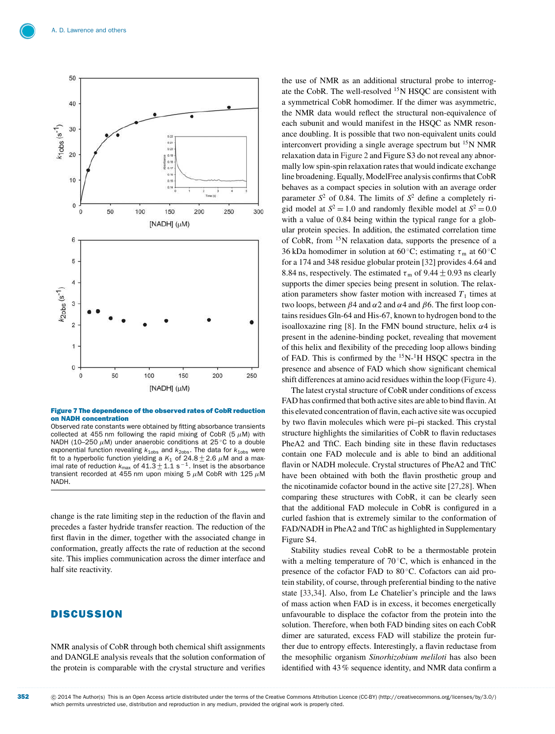**Figure 7 The dependence of the observed rates of CobR reduction on NADH concentration**

Observed rate constants were obtained by fitting absorbance transients collected at 455 nm following the rapid mixing of CobR (5 μM) with NADH (10–250 μM) under anaerobic conditions at 25 °C to a double exponential function revealing $k_{1obs}$ and $k_{2obs}$. The data for $k_{1obs}$ were fit to a hyperbolic function yielding a $K_1$ of 24.8 ± 2.6 μM and a maximal rate of reduction $k_{max}$ of 41.3 ± 1.1 s$^{-1}$. Inset is the absorbance transient recorded at 455 nm upon mixing 5 μM CobR with 125 μM NADH.

change is the rate limiting step in the reduction of the flavin and precedes a faster hydride transfer reaction. The reduction of the first flavin in the dimer, together with the associated change in conformation, greatly affects the rate of reduction at the second site. This implies communication across the dimer interface and half site reactivity.

## DISCUSSION

NMR analysis of CobR through both chemical shift assignments and DANGLE analysis reveals that the solution conformation of the protein is comparable with the crystal structure and verifies the use of NMR as an additional structural probe to interrogate the CobR. The well-resolved $^{15}$N HSQC are consistent with a symmetrical CobR homodimer. If the dimer was asymmetric, the NMR data would reflect the structural non-equivalence of each subunit and would manifest in the HSQC as NMR resonance doubling. It is possible that two non-equivalent units could interconvert providing a single average spectrum but $^{15}$N NMR relaxation data in Figure 2 and Figure S3 do not reveal any abnormally low spin-spin relaxation rates that would indicate exchange line broadening. Equally, ModelFree analysis confirms that CobR behaves as a compact species in solution with an average order parameter $S^2$ of 0.84. The limits of $S^2$ define a completely rigid model at $S^2 = 1.0$ and randomly flexible model at $S^2 = 0.0$ with a value of 0.84 being within the typical range for a globular protein species. In addition, the estimated correlation time of CobR, from $^{15}$N relaxation data, supports the presence of a 36 kDa homodimer in solution at 60 °C; estimating $\tau_m$ at 60 °C for a 174 and 348 residue globular protein [32] provides 4.64 and 8.84 ns, respectively. The estimated $\tau_m$ of 9.44 ± 0.93 ns clearly supports the dimer species being present in solution. The relaxation parameters show faster motion with increased $T_1$ times at two loops, between $\beta$4 and $\alpha$2 and $\alpha$4 and $\beta$6. The first loop contains residues Gln-64 and His-67, known to hydrogen bond to the isoalloxazine ring [8]. In the FMN bound structure, helix $\alpha$4 is present in the adenine-binding pocket, revealing that movement of this helix and flexibility of the preceding loop allows binding of FAD. This is confirmed by the $^{15}$N-$^{1}$H HSQC spectra in the presence and absence of FAD which show significant chemical shift differences at amino acid residues within the loop (Figure 4).

The latest crystal structure of CobR under conditions of excess FAD has confirmed that both active sites are able to bind flavin. At this elevated concentration of flavin, each active site was occupied by two flavin molecules which were pi–pi stacked. This crystal structure highlights the similarities of CobR to flavin reductases PheA2 and TftC. Each binding site in these flavin reductases contain one FAD molecule and is able to bind an additional flavin or NADH molecule. Crystal structures of PheA2 and TftC have been obtained with both the flavin prosthetic group and the nicotinamide cofactor bound in the active site [27,28]. When comparing these structures with CobR, it can be clearly seen that the additional FAD molecule in CobR is configured in a curled fashion that is extremely similar to the conformation of FAD/NADH in PheA2 and TftC as highlighted in Supplementary Figure S4.

Stability studies reveal CobR to be a thermostable protein with a melting temperature of 70 °C, which is enhanced in the presence of the cofactor FAD to 80 °C. Cofactors can aid protein stability, of course, through preferential binding to the native state [33,34]. Also, from Le Chatelier's principle and the laws of mass action when FAD is in excess, it becomes energetically unfavourable to displace the cofactor from the protein into the solution. Therefore, when both FAD binding sites on each CobR dimer are saturated, excess FAD will stabilize the protein further due to entropy effects. Interestingly, a flavin reductase from the mesophilic organism *Sinorhizobium meliloti* has also been identified with 43 % sequence identity, and NMR data confirm a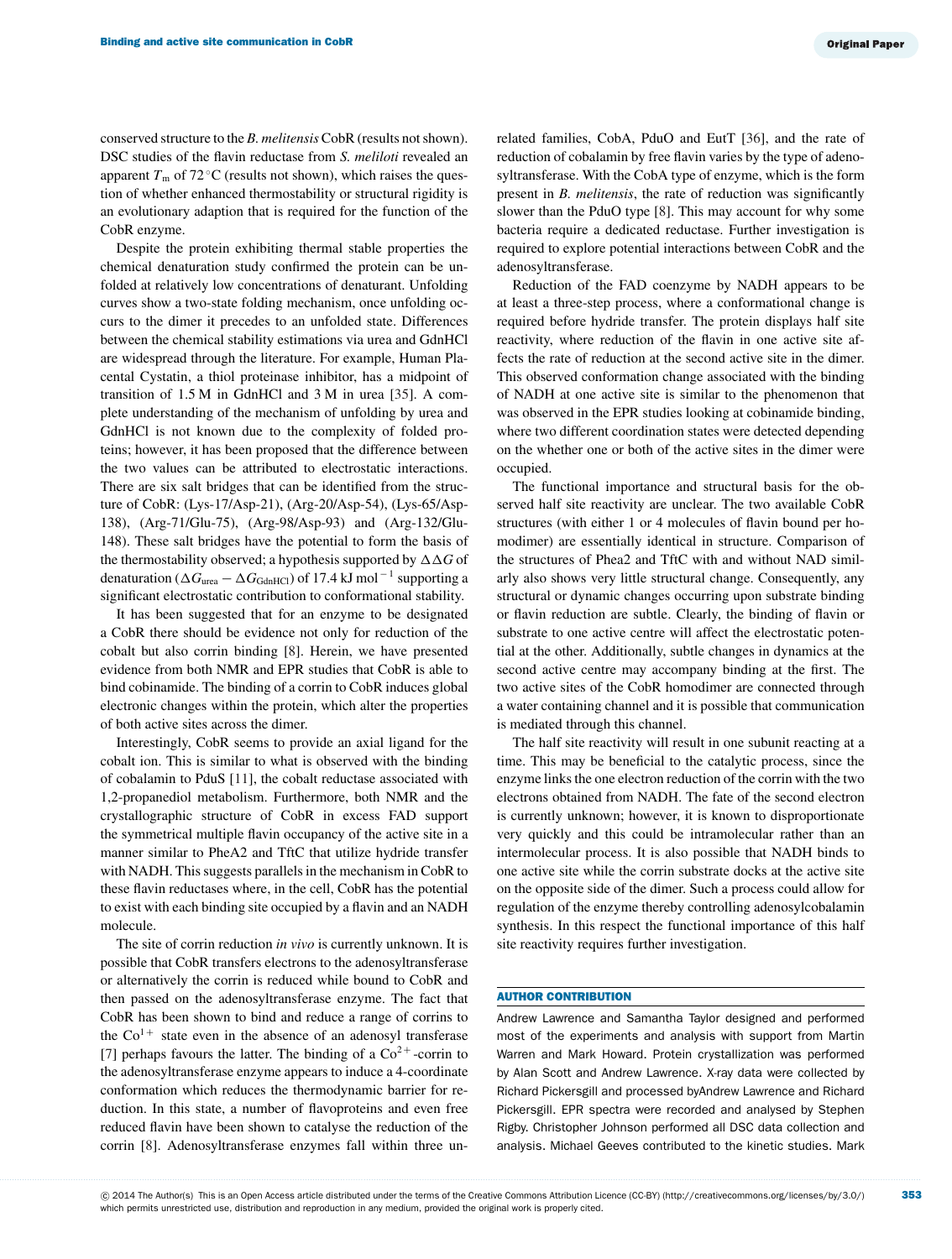conserved structure to the *B. melitensis* CobR (results not shown). DSC studies of the flavin reductase from *S. meliloti* revealed an apparent $T_m$ of 72°C (results not shown), which raises the question of whether enhanced thermostability or structural rigidity is an evolutionary adaption that is required for the function of the CobR enzyme.

Despite the protein exhibiting thermal stable properties the chemical denaturation study confirmed the protein can be unfolded at relatively low concentrations of denaturant. Unfolding curves show a two-state folding mechanism, once unfolding occurs to the dimer it precedes to an unfolded state. Differences between the chemical stability estimations via urea and GdnHCl are widespread through the literature. For example, Human Placental Cystatin, a thiol proteinase inhibitor, has a midpoint of transition of 1.5 M in GdnHCl and 3 M in urea [35]. A complete understanding of the mechanism of unfolding by urea and GdnHCl is not known due to the complexity of folded proteins; however, it has been proposed that the difference between the two values can be attributed to electrostatic interactions. There are six salt bridges that can be identified from the structure of CobR: (Lys-17/Asp-21), (Arg-20/Asp-54), (Lys-65/Asp-138), (Arg-71/Glu-75), (Arg-98/Asp-93) and (Arg-132/Glu-148). These salt bridges have the potential to form the basis of the thermostability observed; a hypothesis supported by $\Delta\Delta G$ of denaturation ($\Delta G_{urea} - \Delta G_{GdnHCl}$) of 17.4 kJ mol$^{-1}$ supporting a significant electrostatic contribution to conformational stability.

It has been suggested that for an enzyme to be designated a CobR there should be evidence not only for reduction of the cobalt but also corrin binding [8]. Herein, we have presented evidence from both NMR and EPR studies that CobR is able to bind cobinamide. The binding of a corrin to CobR induces global electronic changes within the protein, which alter the properties of both active sites across the dimer.

Interestingly, CobR seems to provide an axial ligand for the cobalt ion. This is similar to what is observed with the binding of cobalamin to PduS [11], the cobalt reductase associated with 1,2-propanediol metabolism. Furthermore, both NMR and the crystallographic structure of CobR in excess FAD support the symmetrical multiple flavin occupancy of the active site in a manner similar to PheA2 and TftC that utilize hydride transfer with NADH. This suggests parallels in the mechanism in CobR to these flavin reductases where, in the cell, CobR has the potential to exist with each binding site occupied by a flavin and an NADH molecule.

The site of corrin reduction *in vivo* is currently unknown. It is possible that CobR transfers electrons to the adenosyltransferase or alternatively the corrin is reduced while bound to CobR and then passed on the adenosyltransferase enzyme. The fact that CobR has been shown to bind and reduce a range of corrins to the $Co^{1+}$ state even in the absence of an adenosyl transferase [7] perhaps favours the latter. The binding of a $Co^{2+}$-corrin to the adenosyltransferase enzyme appears to induce a 4-coordinate conformation which reduces the thermodynamic barrier for reduction. In this state, a number of flavoproteins and even free reduced flavin have been shown to catalyse the reduction of the corrin [8]. Adenosyltransferase enzymes fall within three unrelated families, CobA, PduO and EutT [36], and the rate of reduction of cobalamin by free flavin varies by the type of adenosyltransferase. With the CobA type of enzyme, which is the form present in *B. melitensis*, the rate of reduction was significantly slower than the PduO type [8]. This may account for why some bacteria require a dedicated reductase. Further investigation is required to explore potential interactions between CobR and the adenosyltransferase.

Reduction of the FAD coenzyme by NADH appears to be at least a three-step process, where a conformational change is required before hydride transfer. The protein displays half site reactivity, where reduction of the flavin in one active site affects the rate of reduction at the second active site in the dimer. This observed conformation change associated with the binding of NADH at one active site is similar to the phenomenon that was observed in the EPR studies looking at cobinamide binding, where two different coordination states were detected depending on the whether one or both of the active sites in the dimer were occupied.

The functional importance and structural basis for the observed half site reactivity are unclear. The two available CobR structures (with either 1 or 4 molecules of flavin bound per homodimer) are essentially identical in structure. Comparison of the structures of Phea2 and TftC with and without NAD similarly also shows very little structural change. Consequently, any structural or dynamic changes occurring upon substrate binding or flavin reduction are subtle. Clearly, the binding of flavin or substrate to one active centre will affect the electrostatic potential at the other. Additionally, subtle changes in dynamics at the second active centre may accompany binding at the first. The two active sites of the CobR homodimer are connected through a water containing channel and it is possible that communication is mediated through this channel.

The half site reactivity will result in one subunit reacting at a time. This may be beneficial to the catalytic process, since the enzyme links the one electron reduction of the corrin with the two electrons obtained from NADH. The fate of the second electron is currently unknown; however, it is known to disproportionate very quickly and this could be intramolecular rather than an intermolecular process. It is also possible that NADH binds to one active site while the corrin substrate docks at the active site on the opposite side of the dimer. Such a process could allow for regulation of the enzyme thereby controlling adenosylcobalamin synthesis. In this respect the functional importance of this half site reactivity requires further investigation.

## AUTHOR CONTRIBUTION

Andrew Lawrence and Samantha Taylor designed and performed most of the experiments and analysis with support from Martin Warren and Mark Howard. Protein crystallization was performed by Alan Scott and Andrew Lawrence. X-ray data were collected by Richard Pickersgill and processed byAndrew Lawrence and Richard Pickersgill. EPR spectra were recorded and analysed by Stephen Rigby. Christopher Johnson performed all DSC data collection and analysis. Michael Geeves contributed to the kinetic studies. Mark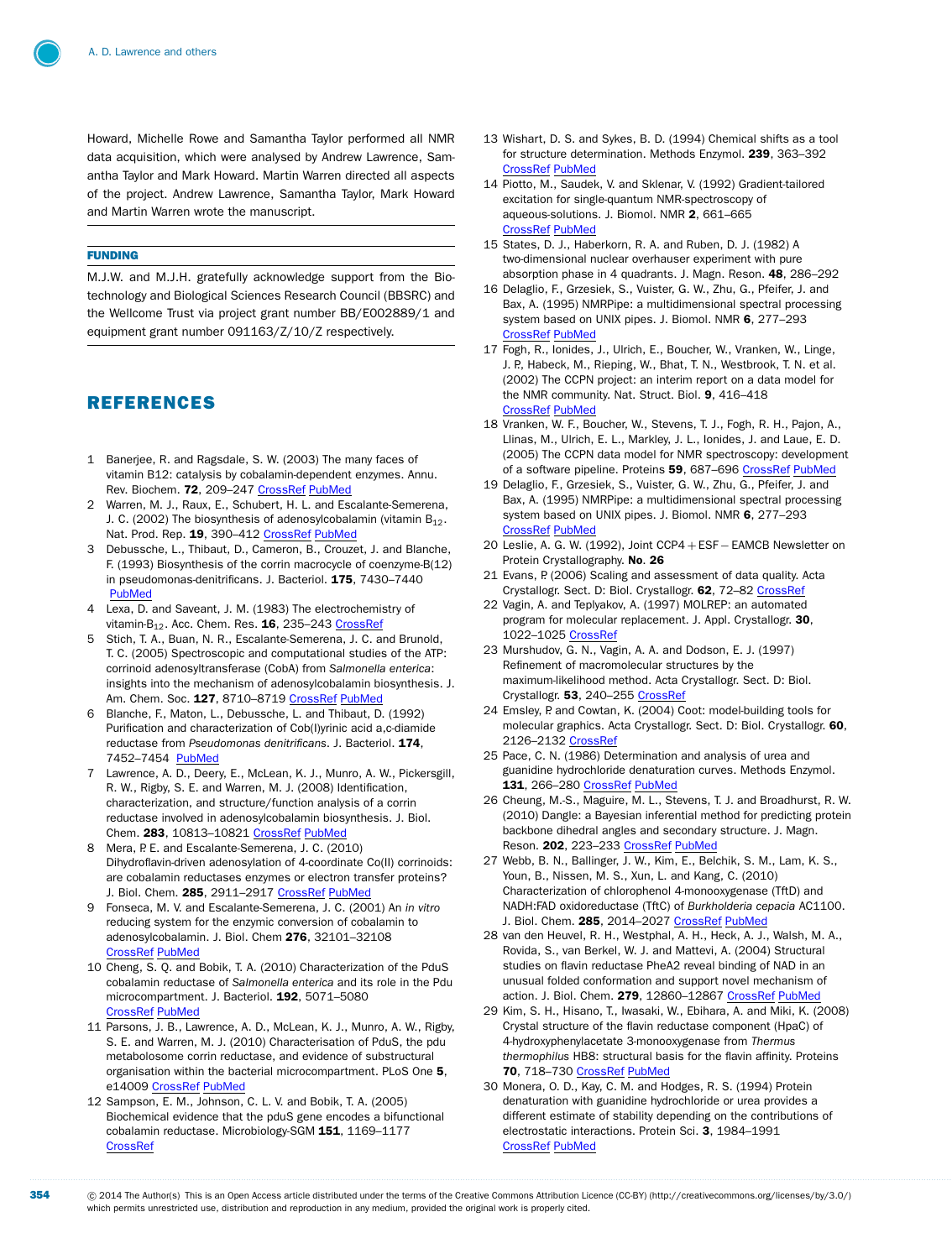Howard, Michelle Rowe and Samantha Taylor performed all NMR data acquisition, which were analysed by Andrew Lawrence, Samantha Taylor and Mark Howard. Martin Warren directed all aspects of the project. Andrew Lawrence, Samantha Taylor, Mark Howard and Martin Warren wrote the manuscript.

## FUNDING

M.J.W. and M.J.H. gratefully acknowledge support from the Biotechnology and Biological Sciences Research Council (BBSRC) and the Wellcome Trust via project grant number BB/E002889/1 and equipment grant number 091163/Z/10/Z respectively.

## REFERENCES

1 Banerjee, R. and Ragsdale, S. W. (2003) The many faces of vitamin B12: catalysis by cobalamin-dependent enzymes. Annu. Rev. Biochem. **72**, 209–247 CrossRef PubMed

2 Warren, M. J., Raux, E., Schubert, H. L. and Escalante-Semerena, J. C. (2002) The biosynthesis of adenosylcobalamin (vitamin $B_{12}$). Nat. Prod. Rep. **19**, 390–412 CrossRef PubMed

3 Debussche, L., Thibaut, D., Cameron, B., Crouzet, J. and Blanche, F. (1993) Biosynthesis of the corrin macrocycle of coenzyme-B(12) in pseudomonas-denitrificans. J. Bacteriol. **175**, 7430–7440 PubMed

4 Lexa, D. and Saveant, J. M. (1983) The electrochemistry of vitamin-$B_{12}$. Acc. Chem. Res. **16**, 235–243 CrossRef

5 Stich, T. A., Buan, N. R., Escalante-Semerena, J. C. and Brunold, T. C. (2005) Spectroscopic and computational studies of the ATP: corrinoid adenosyltransferase (CobA) from *Salmonella enterica*: insights into the mechanism of adenosylcobalamin biosynthesis. J. Am. Chem. Soc. **127**, 8710–8719 CrossRef PubMed

6 Blanche, F., Maton, L., Debussche, L. and Thibaut, D. (1992) Purification and characterization of Cob(I)yrinic acid a,*c*-diamide reductase from *Pseudomonas denitrificans*. J. Bacteriol. **174**, 7452–7454 PubMed

7 Lawrence, A. D., Deery, E., McLean, K. J., Munro, A. W., Pickersgill, R. W., Rigby, S. E. and Warren, M. J. (2008) Identification, characterization, and structure/function analysis of a corrin reductase involved in adenosylcobalamin biosynthesis. J. Biol. Chem. **283**, 10813–10821 CrossRef PubMed

8 Mera, P. E. and Escalante-Semerena, J. C. (2010) Dihydroflavin-driven adenosylation of 4-coordinate Co(II) corrinoids: are cobalamin reductases enzymes or electron transfer proteins? J. Biol. Chem. **285**, 2911–2917 CrossRef PubMed

9 Fonseca, M. V. and Escalante-Semerena, J. C. (2001) An *in vitro* reducing system for the enzymic conversion of cobalamin to adenosylcobalamin. J. Biol. Chem **276**, 32101–32108 CrossRef PubMed

10 Cheng, S. Q. and Bobik, T. A. (2010) Characterization of the PduS cobalamin reductase of *Salmonella enterica* and its role in the Pdu microcompartment. J. Bacteriol. **192**, 5071–5080 CrossRef PubMed

11 Parsons, J. B., Lawrence, A. D., McLean, K. J., Munro, A. W., Rigby, S. E. and Warren, M. J. (2010) Characterisation of PduS, the pdu metabolosome corrin reductase, and evidence of substructural organisation within the bacterial microcompartment. PLoS One **5**, e14009 CrossRef PubMed

12 Sampson, E. M., Johnson, C. L. V. and Bobik, T. A. (2005) Biochemical evidence that the pduS gene encodes a bifunctional cobalamin reductase. Microbiology-SGM **151**, 1169–1177 CrossRef

13 Wishart, D. S. and Sykes, B. D. (1994) Chemical shifts as a tool for structure determination. Methods Enzymol. **239**, 363–392 CrossRef PubMed

14 Piotto, M., Saudek, V. and Sklenar, V. (1992) Gradient-tailored excitation for single-quantum NMR-spectroscopy of aqueous-solutions. J. Biomol. NMR **2**, 661–665 CrossRef PubMed

15 States, D. J., Haberkorn, R. A. and Ruben, D. J. (1982) A two-dimensional nuclear overhauser experiment with pure absorption phase in 4 quadrants. J. Magn. Reson. **48**, 286–292

16 Delaglio, F., Grzesiek, S., Vuister, G. W., Zhu, G., Pfeifer, J. and Bax, A. (1995) NMRPipe: a multidimensional spectral processing system based on UNIX pipes. J. Biomol. NMR **6**, 277–293 CrossRef PubMed

17 Fogh, R., Ionides, J., Ulrich, E., Boucher, W., Vranken, W., Linge, J. P., Habeck, M., Rieping, W., Bhat, T. N., Westbrook, T. N. et al. (2002) The CCPN project: an interim report on a data model for the NMR community. Nat. Struct. Biol. **9**, 416–418 CrossRef PubMed

18 Vranken, W. F., Boucher, W., Stevens, T. J., Fogh, R. H., Pajon, A., Llinas, M., Ulrich, E. L., Markley, J. L., Ionides, J. and Laue, E. D. (2005) The CCPN data model for NMR spectroscopy: development of a software pipeline. Proteins **59**, 687–696 CrossRef PubMed

19 Delaglio, F., Grzesiek, S., Vuister, G. W., Zhu, G., Pfeifer, J. and Bax, A. (1995) NMRPipe: a multidimensional spectral processing system based on UNIX pipes. J. Biomol. NMR **6**, 277–293 CrossRef PubMed

20 Leslie, A. G. W. (1992), Joint CCP4 + ESF – EAMCB Newsletter on Protein Crystallography. **No. 26**

21 Evans, P. (2006) Scaling and assessment of data quality. Acta Crystallogr. Sect. D: Biol. Crystallogr. **62**, 72–82 CrossRef

22 Vagin, A. and Teplyakov, A. (1997) MOLREP: an automated program for molecular replacement. J. Appl. Crystallogr. **30**, 1022–1025 CrossRef

23 Murshudov, G. N., Vagin, A. A. and Dodson, E. J. (1997) Refinement of macromolecular structures by the maximum-likelihood method. Acta Crystallogr. Sect. D: Biol. Crystallogr. **53**, 240–255 CrossRef

24 Emsley, P. and Cowtan, K. (2004) Coot: model-building tools for molecular graphics. Acta Crystallogr. Sect. D: Biol. Crystallogr. **60**, 2126–2132 CrossRef

25 Pace, C. N. (1986) Determination and analysis of urea and guanidine hydrochloride denaturation curves. Methods Enzymol. **131**, 266–280 CrossRef PubMed

26 Cheung, M.-S., Maguire, M. L., Stevens, T. J. and Broadhurst, R. W. (2010) Dangle: a Bayesian inferential method for predicting protein backbone dihedral angles and secondary structure. J. Magn. Reson. **202**, 223–233 CrossRef PubMed

27 Webb, B. N., Ballinger, J. W., Kim, E., Belchik, S. M., Lam, K. S., Youn, B., Nissen, M. S., Xun, L. and Kang, C. (2010) Characterization of chlorophenol 4-monooxygenase (TftD) and NADH:FAD oxidoreductase (TftC) of *Burkholderia cepacia* AC1100. J. Biol. Chem. **285**, 2014–2027 CrossRef PubMed

28 van den Heuvel, R. H., Westphal, A. H., Heck, A. J., Walsh, M. A., Rovida, S., van Berkel, W. J. and Mattevi, A. (2004) Structural studies on flavin reductase PheA2 reveal binding of NAD in an unusual folded conformation and support novel mechanism of action. J. Biol. Chem. **279**, 12860–12867 CrossRef PubMed

29 Kim, S. H., Hisano, T., Iwasaki, W., Ebihara, A. and Miki, K. (2008) Crystal structure of the flavin reductase component (HpaC) of 4-hydroxyphenylacetate 3-monooxygenase from *Thermus thermophilus* HB8: structural basis for the flavin affinity. Proteins **70**, 718–730 CrossRef PubMed

30 Monera, O. D., Kay, C. M. and Hodges, R. S. (1994) Protein denaturation with guanidine hydrochloride or urea provides a different estimate of stability depending on the contributions of electrostatic interactions. Protein Sci. **3**, 1984–1991 CrossRef PubMed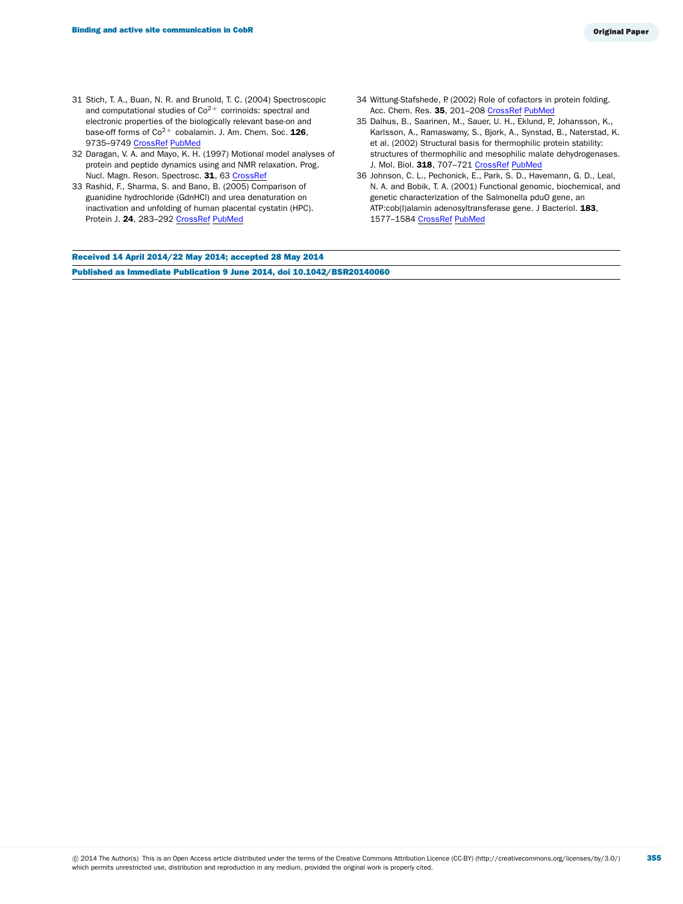31 Stich, T. A., Buan, N. R. and Brunold, T. C. (2004) Spectroscopic and computational studies of $Co^{2+}$ corrinoids: spectral and electronic properties of the biologically relevant base-on and base-off forms of $Co^{2+}$ cobalamin. J. Am. Chem. Soc. **126**, 9735–9749 CrossRef PubMed

32 Daragan, V. A. and Mayo, K. H. (1997) Motional model analyses of protein and peptide dynamics using and NMR relaxation. Prog. Nucl. Magn. Reson. Spectrosc. **31**, 63 CrossRef

33 Rashid, F., Sharma, S. and Bano, B. (2005) Comparison of guanidine hydrochloride (GdnHCl) and urea denaturation on inactivation and unfolding of human placental cystatin (HPC). Protein J. **24**, 283–292 CrossRef PubMed

34 Wittung-Stafshede, P. (2002) Role of cofactors in protein folding. Acc. Chem. Res. **35**, 201–208 CrossRef PubMed

35 Dalhus, B., Saarinen, M., Sauer, U. H., Eklund, P., Johansson, K., Karlsson, A., Ramaswamy, S., Bjork, A., Synstad, B., Naterstad, K. et al. (2002) Structural basis for thermophilic protein stability: structures of thermophilic and mesophilic malate dehydrogenases. J. Mol. Biol. **318**, 707–721 CrossRef PubMed

36 Johnson, C. L., Pechonick, E., Park, S. D., Havemann, G. D., Leal, N. A. and Bobik, T. A. (2001) Functional genomic, biochemical, and genetic characterization of the Salmonella pduO gene, an ATP:cob(I)alamin adenosyltransferase gene. J Bacteriol. **183**, 1577–1584 CrossRef PubMed

**Received 14 April 2014/22 May 2014; accepted 28 May 2014**

**Published as Immediate Publication 9 June 2014, doi 10.1042/BSR20140060**

© 2014 The Author(s) This is an Open Access article distributed under the terms of the Creative Commons Attribution Licence (CC-BY) (http://creativecommons.org/licenses/by/3.0/) which permits unrestricted use, distribution and reproduction in any medium, provided the original work is properly cited.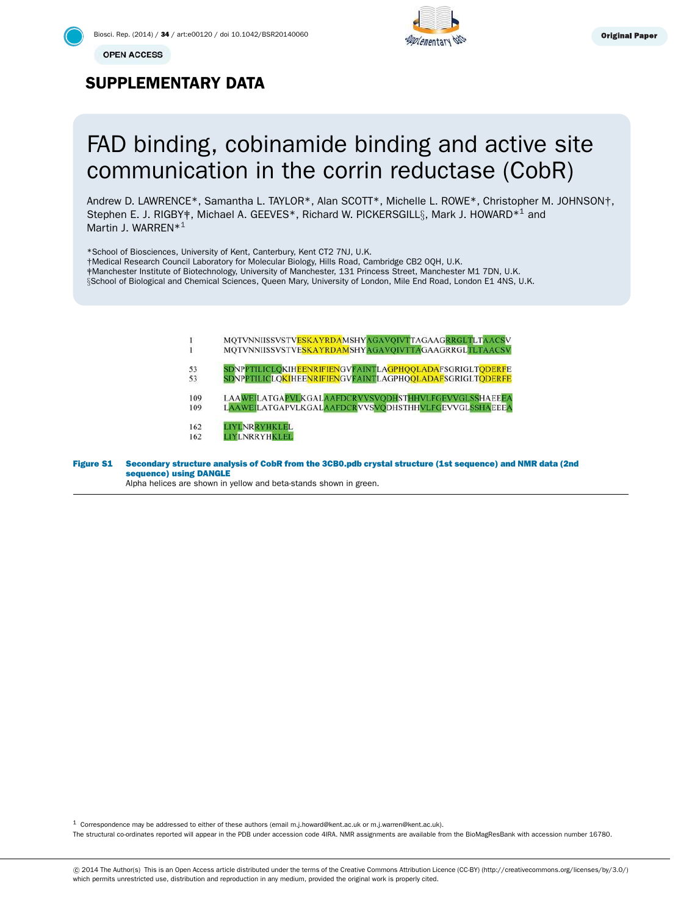# SUPPLEMENTARY DATA

# FAD binding, cobinamide binding and active site communication in the corrin reductase (CobR)

Andrew D. LAWRENCE*, Samantha L. TAYLOR*, Alan SCOTT*, Michelle L. ROWE*, Christopher M. JOHNSON†, Stephen E. J. RIGBY‡, Michael A. GEEVES*, Richard W. PICKERSGILL§, Mark J. HOWARD*[1] and Martin J. WARREN*[1]

*School of Biosciences, University of Kent, Canterbury, Kent CT2 7NJ, U.K.
†Medical Research Council Laboratory for Molecular Biology, Hills Road, Cambridge CB2 0QH, U.K.
‡Manchester Institute of Biotechnology, University of Manchester, 131 Princess Street, Manchester M1 7DN, U.K.
§School of Biological and Chemical Sciences, Queen Mary, University of London, Mile End Road, London E1 4NS, U.K.

```
1    MQTVNNIISSVSTVESKAYRDAMSHYAGAVQIVTTAGAAGRRGLTLTAACSV
1    MQTVNNIISSVSTVESKAYRDAMSHYAGAVQIVTTAGAAGRRGLTLTAACSV

53   SDNPPTILICLQKIHEENRIFIENGVFAINTLAGPHQQLADAFSGRIGLTQDERFE
53   SDNPPTILICLQKIHEENRIFIENGVFAINTLAGPHQQLADAFSGRIGLTQDERFE

109  LAAWEILATGAPVLKGALAAFDCRVVSVQDHSTHHVLFGEVVGLSSHAEEEA
109  LAAWEILATGAPVLKGALAAFDCRVVSVQDHSTHHVLFGEVVGLSSHAEEEA

162  LIYLNRRYHKLEL
162  LIYLNRRYHKLEL
```

**Figure S1 Secondary structure analysis of CobR from the 3CB0.pdb crystal structure (1st sequence) and NMR data (2nd sequence) using DANGLE**
Alpha helices are shown in yellow and beta-stands shown in green.

[1] Correspondence may be addressed to either of these authors (email m.j.howard@kent.ac.uk or m.j.warren@kent.ac.uk).
The structural co-ordinates reported will appear in the PDB under accession code 4IRA. NMR assignments are available from the BioMagResBank with accession number 16780.

© 2014 The Author(s) This is an Open Access article distributed under the terms of the Creative Commons Attribution Licence (CC-BY) (http://creativecommons.org/licenses/by/3.0/) which permits unrestricted use, distribution and reproduction in any medium, provided the original work is properly cited.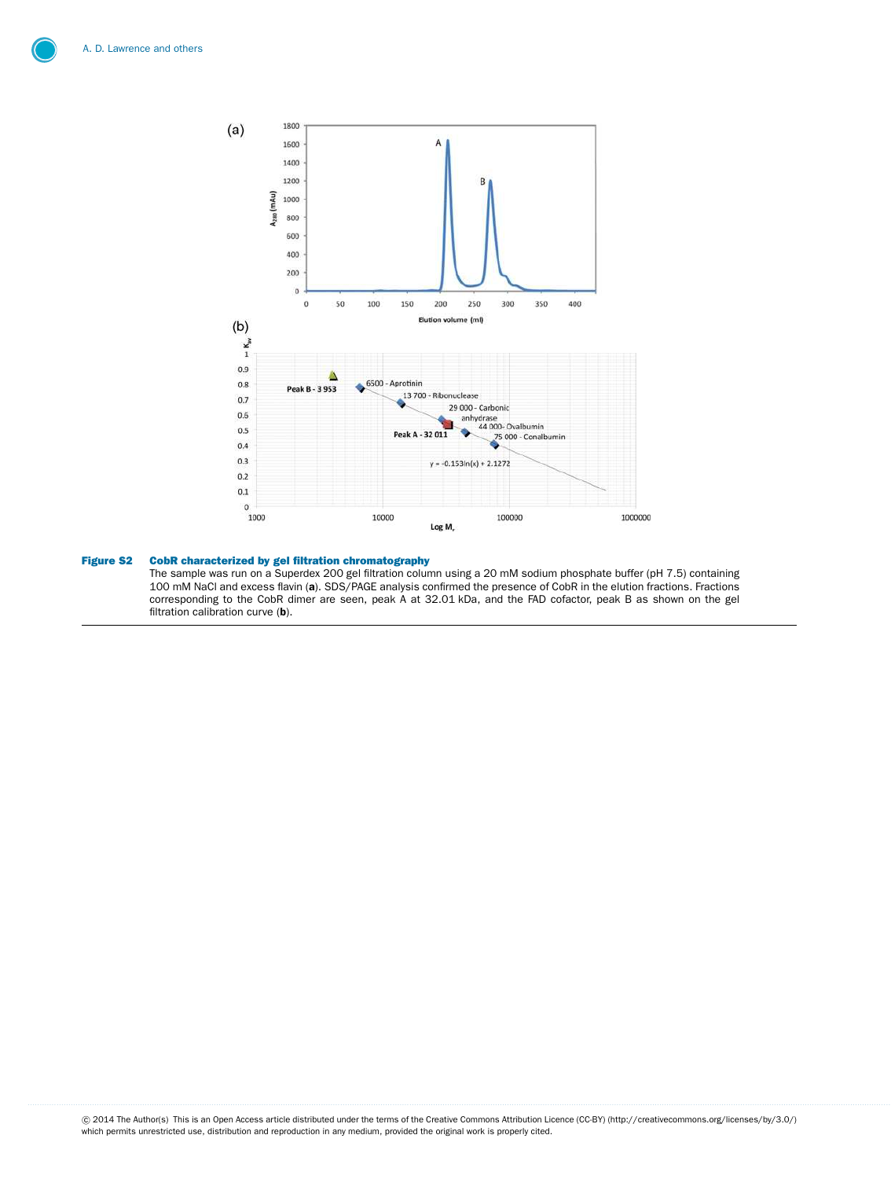**Figure S2 CobR characterized by gel filtration chromatography**

The sample was run on a Superdex 200 gel filtration column using a 20 mM sodium phosphate buffer (pH 7.5) containing 100 mM NaCl and excess flavin (**a**). SDS/PAGE analysis confirmed the presence of CobR in the elution fractions. Fractions corresponding to the CobR dimer are seen, peak A at 32.01 kDa, and the FAD cofactor, peak B as shown on the gel filtration calibration curve (**b**).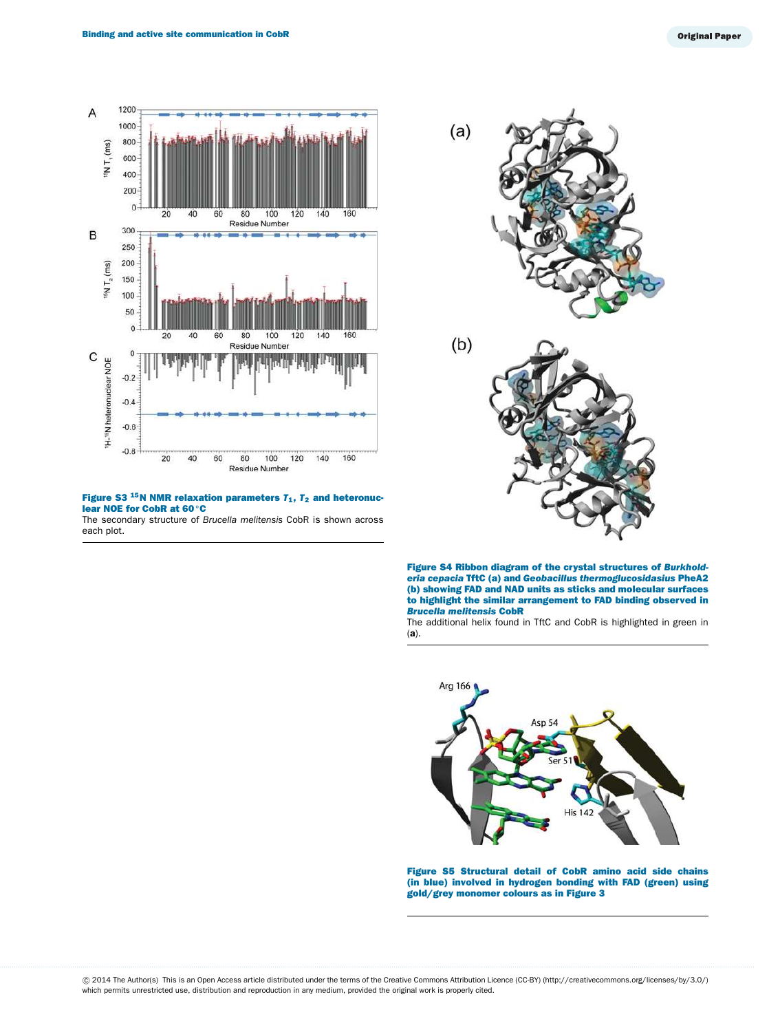**Figure S3 $^{15}$N NMR relaxation parameters $T_1$, $T_2$ and heteronuclear NOE for CobR at 60 °C**

The secondary structure of *Brucella melitensis* CobR is shown across each plot.

**Figure S4 Ribbon diagram of the crystal structures of *Burkholderia cepacia* TftC (a) and *Geobacillus thermoglucosidasius* PheA2 (b) showing FAD and NAD units as sticks and molecular surfaces to highlight the similar arrangement to FAD binding observed in *Brucella melitensis* CobR**

The additional helix found in TftC and CobR is highlighted in green in (**a**).

**Figure S5 Structural detail of CobR amino acid side chains (in blue) involved in hydrogen bonding with FAD (green) using gold/grey monomer colours as in Figure 3**

© 2014 The Author(s) This is an Open Access article distributed under the terms of the Creative Commons Attribution Licence (CC-BY) (http://creativecommons.org/licenses/by/3.0/) which permits unrestricted use, distribution and reproduction in any medium, provided the original work is properly cited.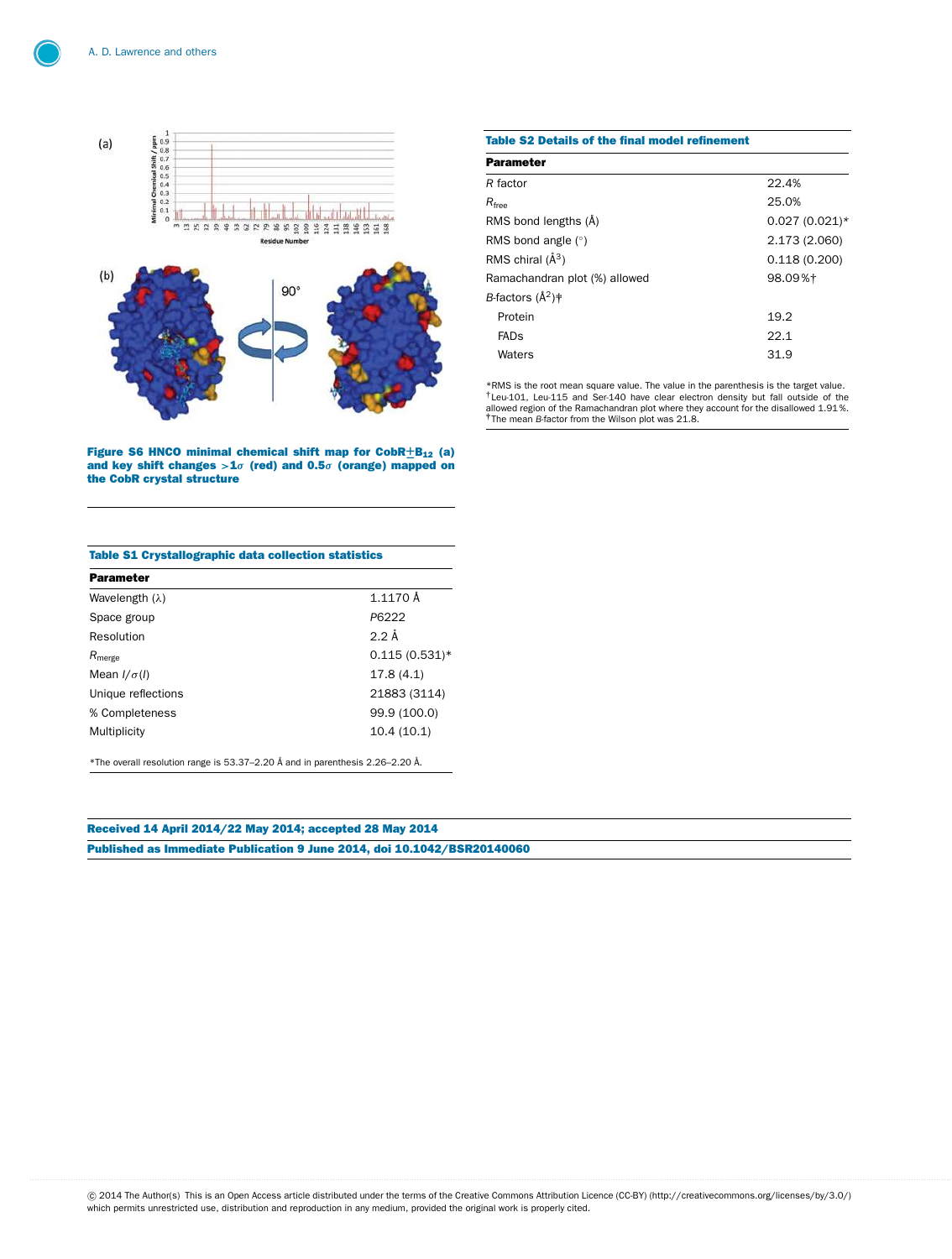(a)

1
0.9
0.8
0.7
0.6
0.5
0.4
0.3
0.2
0.1
0

Minimal Chemical Shift / ppm

3 13 25 32 39 46 53 62 72 79 86 95 102 109 116 124 131 138 146 153 161 168

Residue Number

(b)

90°

**Figure S6 HNCO minimal chemical shift map for CobR+$B_{12}$ (a) and key shift changes >1σ (red) and 0.5σ (orange) mapped on the CobR crystal structure**

**Table S1 Crystallographic data collection statistics**

| **Parameter** | |
|---|---|
| Wavelength (λ) | 1.1170 Å |
| Space group | *P*6222 |
| Resolution | 2.2 Å |
| $R_{merge}$ | 0.115 (0.531)* |
| Mean $I/\sigma(I)$ | 17.8 (4.1) |
| Unique reflections | 21883 (3114) |
| % Completeness | 99.9 (100.0) |
| Multiplicity | 10.4 (10.1) |

*The overall resolution range is 53.37–2.20 Å and in parenthesis 2.26–2.20 Å.

**Table S2 Details of the final model refinement**

| **Parameter** | |
|---|---|
| *R* factor | 22.4% |
| $R_{free}$ | 25.0% |
| RMS bond lengths (Å) | 0.027 (0.021)* |
| RMS bond angle (°) | 2.173 (2.060) |
| RMS chiral (Å$^3$) | 0.118 (0.200) |
| Ramachandran plot (%) allowed | 98.09%† |
| *B*-factors (Å$^2$)‡ | |
| Protein | 19.2 |
| FADs | 22.1 |
| Waters | 31.9 |

*RMS is the root mean square value. The value in the parenthesis is the target value.
†Leu-101, Leu-115 and Ser-140 have clear electron density but fall outside of the allowed region of the Ramachandran plot where they account for the disallowed 1.91%.
‡The mean *B*-factor from the Wilson plot was 21.8.

**Received 14 April 2014/22 May 2014; accepted 28 May 2014**

**Published as Immediate Publication 9 June 2014, doi 10.1042/BSR20140060**

© 2014 The Author(s) This is an Open Access article distributed under the terms of the Creative Commons Attribution Licence (CC-BY) (http://creativecommons.org/licenses/by/3.0/) which permits unrestricted use, distribution and reproduction in any medium, provided the original work is properly cited.